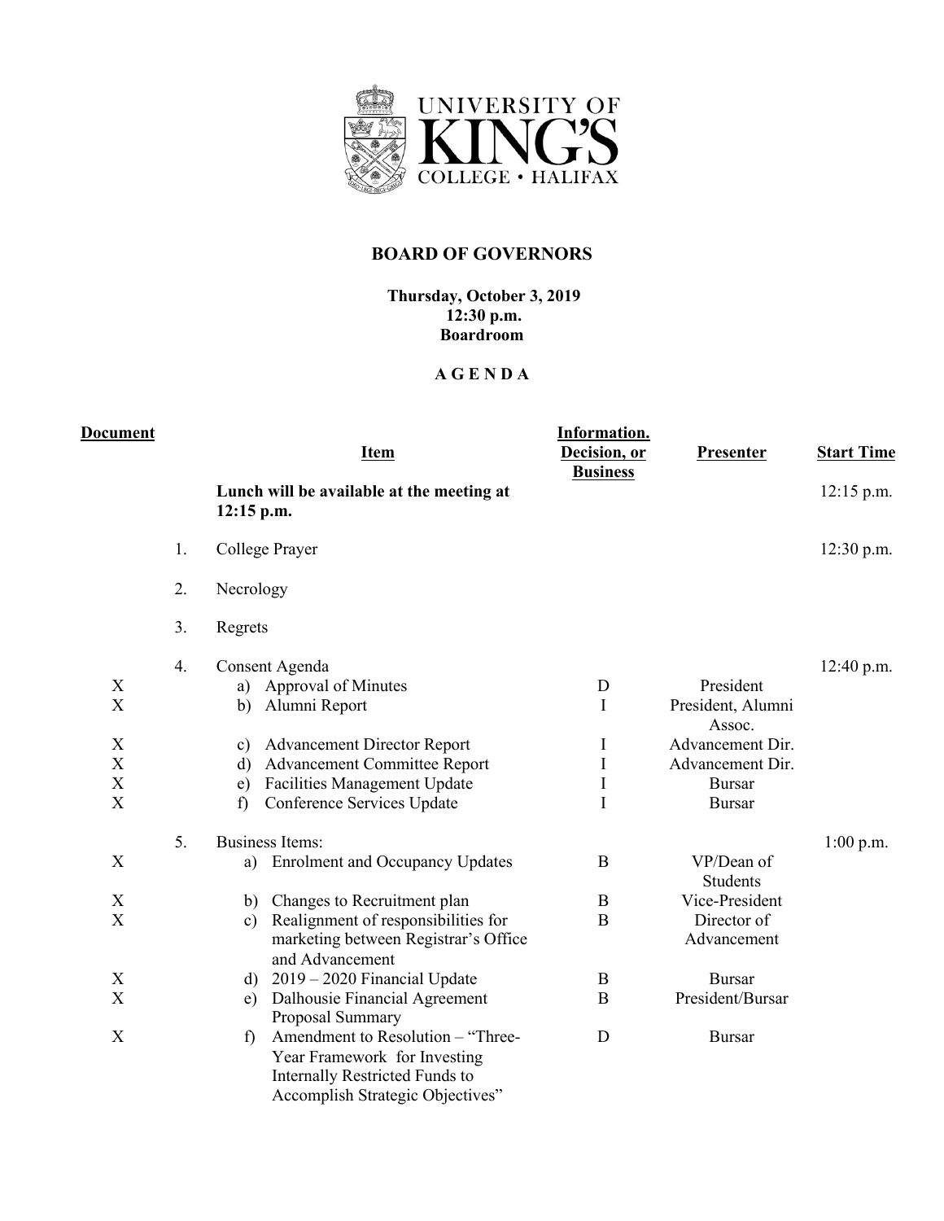UNIVERSITY OF KING'S COLLEGE • HALIFAX

## BOARD OF GOVERNORS

**Thursday, October 3, 2019**
**12:30 p.m.**
**Boardroom**

**A G E N D A**

| Document | | Item | Information. Decision, or Business | Presenter | Start Time |
|---|---|---|---|---|---|
| | | **Lunch will be available at the meeting at 12:15 p.m.** | | | 12:15 p.m. |
| | 1. | College Prayer | | | 12:30 p.m. |
| | 2. | Necrology | | | |
| | 3. | Regrets | | | |
| | 4. | Consent Agenda | | | 12:40 p.m. |
| X | | a) Approval of Minutes | D | President | |
| X | | b) Alumni Report | I | President, Alumni Assoc. | |
| X | | c) Advancement Director Report | I | Advancement Dir. | |
| X | | d) Advancement Committee Report | I | Advancement Dir. | |
| X | | e) Facilities Management Update | I | Bursar | |
| X | | f) Conference Services Update | I | Bursar | |
| | 5. | Business Items: | | | 1:00 p.m. |
| X | | a) Enrolment and Occupancy Updates | B | VP/Dean of Students | |
| X | | b) Changes to Recruitment plan | B | Vice-President | |
| X | | c) Realignment of responsibilities for marketing between Registrar's Office and Advancement | B | Director of Advancement | |
| X | | d) 2019 – 2020 Financial Update | B | Bursar | |
| X | | e) Dalhousie Financial Agreement Proposal Summary | B | President/Bursar | |
| X | | f) Amendment to Resolution – "Three-Year Framework for Investing Internally Restricted Funds to Accomplish Strategic Objectives" | D | Bursar | |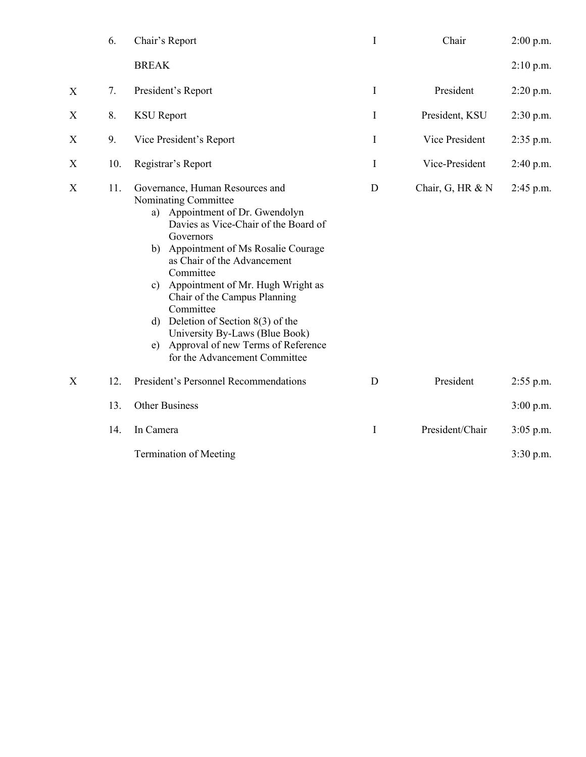| | | | | | |
|---|---|---|---|---|---|
| | 6. | Chair's Report | I | Chair | 2:00 p.m. |
| | | BREAK | | | 2:10 p.m. |
| X | 7. | President's Report | I | President | 2:20 p.m. |
| X | 8. | KSU Report | I | President, KSU | 2:30 p.m. |
| X | 9. | Vice President's Report | I | Vice President | 2:35 p.m. |
| X | 10. | Registrar's Report | I | Vice-President | 2:40 p.m. |
| X | 11. | Governance, Human Resources and Nominating Committee<br>a) Appointment of Dr. Gwendolyn Davies as Vice-Chair of the Board of Governors<br>b) Appointment of Ms Rosalie Courage as Chair of the Advancement Committee<br>c) Appointment of Mr. Hugh Wright as Chair of the Campus Planning Committee<br>d) Deletion of Section 8(3) of the University By-Laws (Blue Book)<br>e) Approval of new Terms of Reference for the Advancement Committee | D | Chair, G, HR & N | 2:45 p.m. |
| X | 12. | President's Personnel Recommendations | D | President | 2:55 p.m. |
| | 13. | Other Business | | | 3:00 p.m. |
| | 14. | In Camera | I | President/Chair | 3:05 p.m. |
| | | Termination of Meeting | | | 3:30 p.m. |